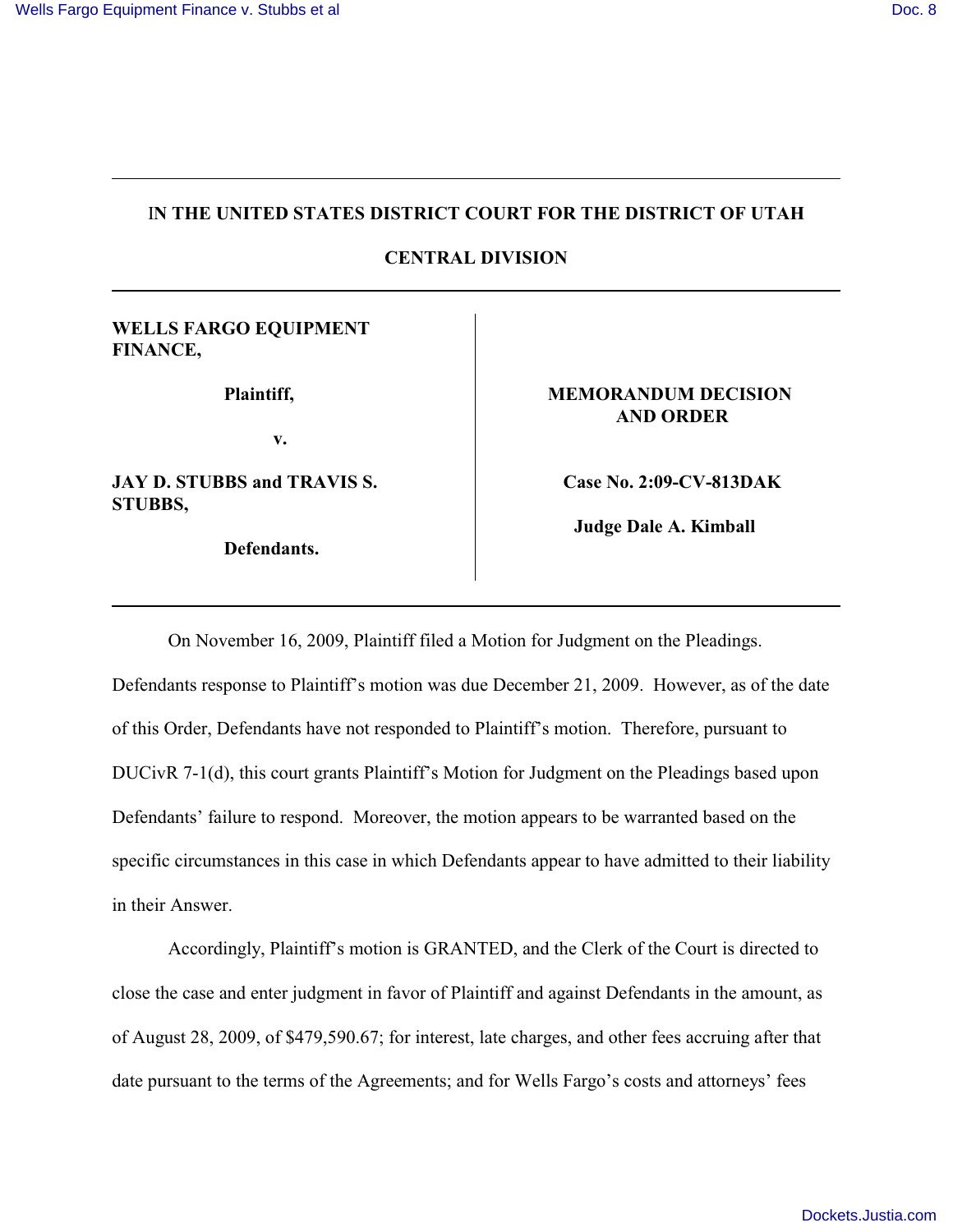# IN THE UNITED STATES DISTRICT COURT FOR THE DISTRICT OF UTAH

## CENTRAL DIVISION

| | |
|---|---|
| **WELLS FARGO EQUIPMENT FINANCE,**<br><br>**Plaintiff,**<br><br>**v.**<br><br>**JAY D. STUBBS and TRAVIS S. STUBBS,**<br><br>**Defendants.** | **MEMORANDUM DECISION AND ORDER**<br><br>**Case No. 2:09-CV-813DAK**<br><br>**Judge Dale A. Kimball** |

On November 16, 2009, Plaintiff filed a Motion for Judgment on the Pleadings. Defendants response to Plaintiff's motion was due December 21, 2009. However, as of the date of this Order, Defendants have not responded to Plaintiff's motion. Therefore, pursuant to DUCivR 7-1(d), this court grants Plaintiff's Motion for Judgment on the Pleadings based upon Defendants' failure to respond. Moreover, the motion appears to be warranted based on the specific circumstances in this case in which Defendants appear to have admitted to their liability in their Answer.

Accordingly, Plaintiff's motion is GRANTED, and the Clerk of the Court is directed to close the case and enter judgment in favor of Plaintiff and against Defendants in the amount, as of August 28, 2009, of $479,590.67; for interest, late charges, and other fees accruing after that date pursuant to the terms of the Agreements; and for Wells Fargo's costs and attorneys' fees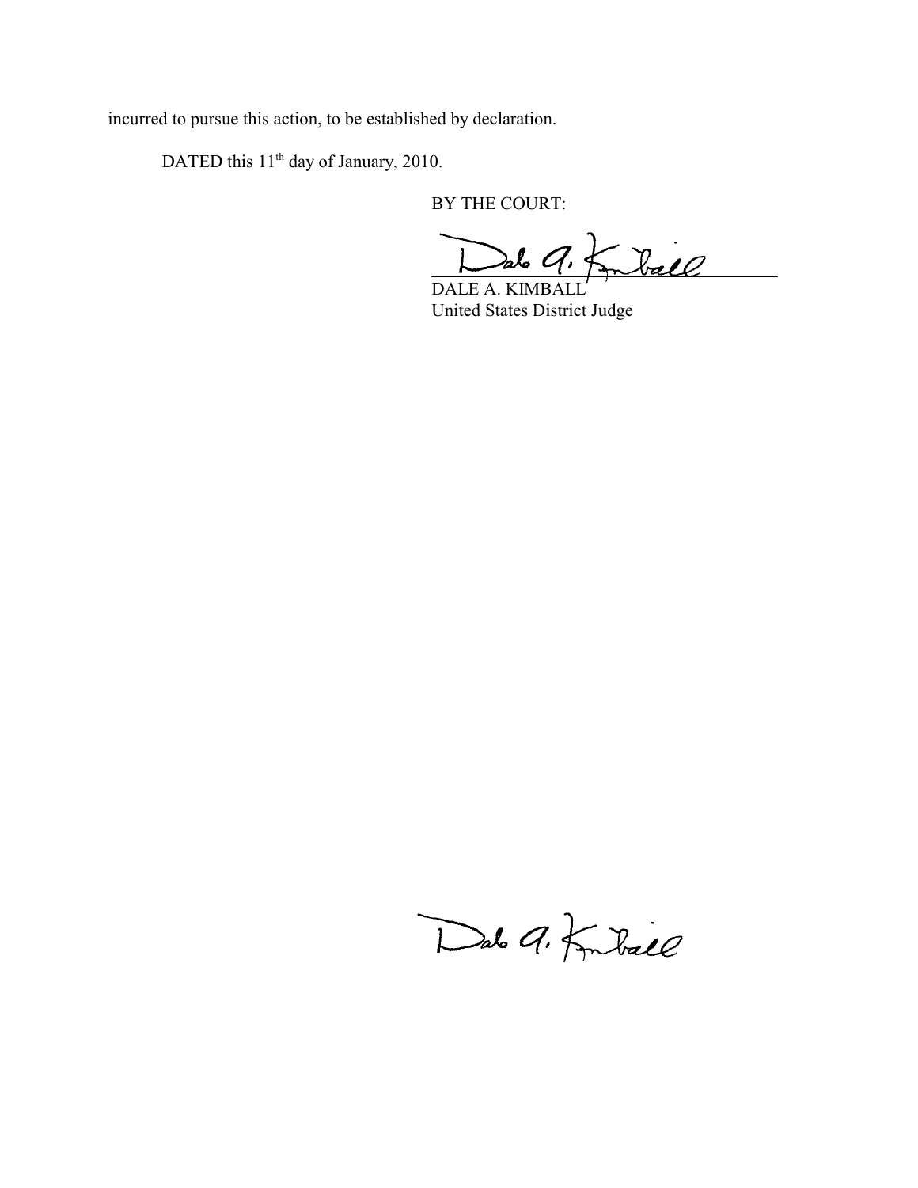incurred to pursue this action, to be established by declaration.

DATED this 11th day of January, 2010.

BY THE COURT:

DALE A. KIMBALL
United States District Judge